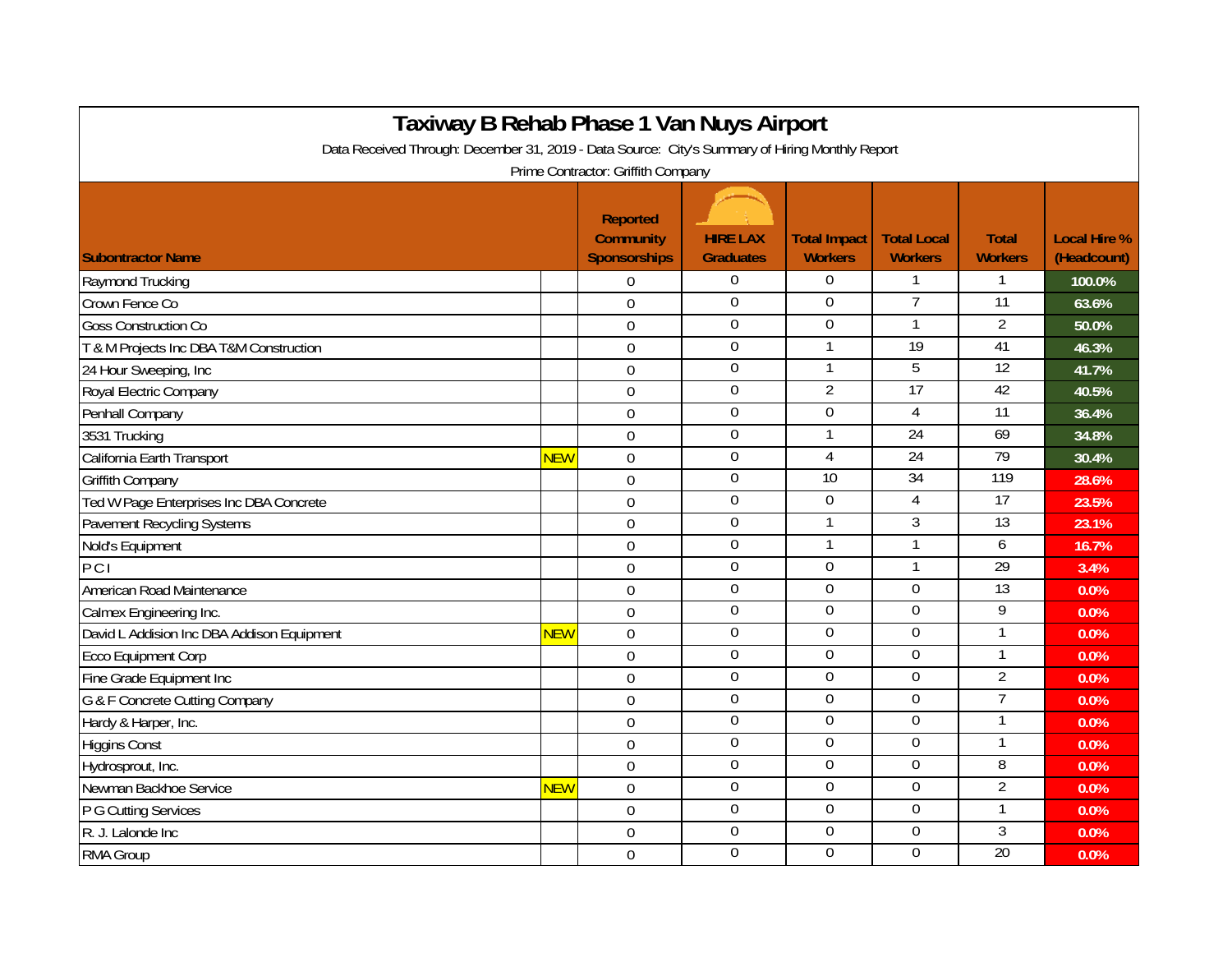# Taxiway B Rehab Phase 1 Van Nuys Airport

Data Received Through: December 31, 2019 - Data Source: City's Summary of Hiring Monthly Report

Prime Contractor: Griffith Company

| Subontractor Name | | Reported Community Sponsorships | HIRE LAX Graduates | Total Impact Workers | Total Local Workers | Total Workers | Local Hire % (Headcount) |
|---|---|---|---|---|---|---|---|
| Raymond Trucking | | 0 | 0 | 0 | 1 | 1 | 100.0% |
| Crown Fence Co | | 0 | 0 | 0 | 7 | 11 | 63.6% |
| Goss Construction Co | | 0 | 0 | 0 | 1 | 2 | 50.0% |
| T & M Projects Inc DBA T&M Construction | | 0 | 0 | 1 | 19 | 41 | 46.3% |
| 24 Hour Sweeping, Inc | | 0 | 0 | 1 | 5 | 12 | 41.7% |
| Royal Electric Company | | 0 | 0 | 2 | 17 | 42 | 40.5% |
| Penhall Company | | 0 | 0 | 0 | 4 | 11 | 36.4% |
| 3531 Trucking | | 0 | 0 | 1 | 24 | 69 | 34.8% |
| California Earth Transport | NEW | 0 | 0 | 4 | 24 | 79 | 30.4% |
| Griffith Company | | 0 | 0 | 10 | 34 | 119 | 28.6% |
| Ted W Page Enterprises Inc DBA Concrete | | 0 | 0 | 0 | 4 | 17 | 23.5% |
| Pavement Recycling Systems | | 0 | 0 | 1 | 3 | 13 | 23.1% |
| Nold's Equipment | | 0 | 0 | 1 | 1 | 6 | 16.7% |
| P C I | | 0 | 0 | 0 | 1 | 29 | 3.4% |
| American Road Maintenance | | 0 | 0 | 0 | 0 | 13 | 0.0% |
| Calmex Engineering Inc. | | 0 | 0 | 0 | 0 | 9 | 0.0% |
| David L Addision Inc DBA Addison Equipment | NEW | 0 | 0 | 0 | 0 | 1 | 0.0% |
| Ecco Equipment Corp | | 0 | 0 | 0 | 0 | 1 | 0.0% |
| Fine Grade Equipment Inc | | 0 | 0 | 0 | 0 | 2 | 0.0% |
| G & F Concrete Cutting Company | | 0 | 0 | 0 | 0 | 7 | 0.0% |
| Hardy & Harper, Inc. | | 0 | 0 | 0 | 0 | 1 | 0.0% |
| Higgins Const | | 0 | 0 | 0 | 0 | 1 | 0.0% |
| Hydrosprout, Inc. | | 0 | 0 | 0 | 0 | 8 | 0.0% |
| Newman Backhoe Service | NEW | 0 | 0 | 0 | 0 | 2 | 0.0% |
| P G Cutting Services | | 0 | 0 | 0 | 0 | 1 | 0.0% |
| R. J. Lalonde Inc | | 0 | 0 | 0 | 0 | 3 | 0.0% |
| RMA Group | | 0 | 0 | 0 | 0 | 20 | 0.0% |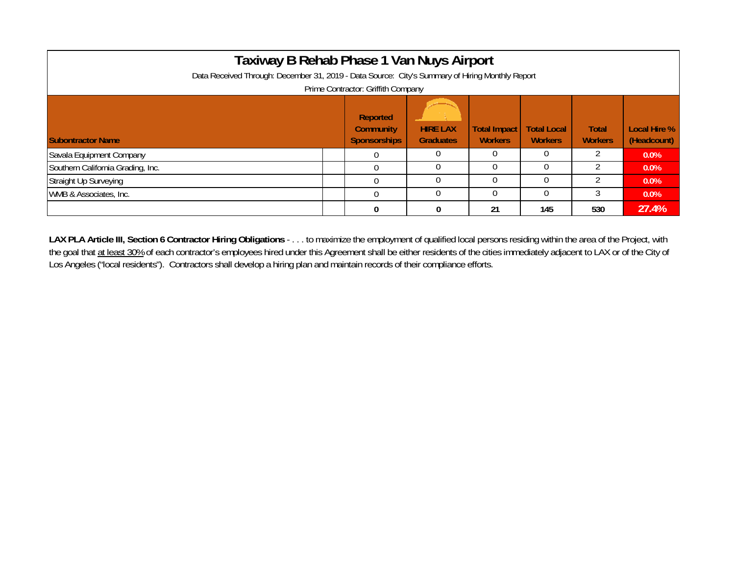# Taxiway B Rehab Phase 1 Van Nuys Airport

Data Received Through: December 31, 2019 - Data Source: City's Summary of Hiring Monthly Report

Prime Contractor: Griffith Company

| Subontractor Name | | Reported Community Sponsorships | HIRE LAX Graduates | Total Impact Workers | Total Local Workers | Total Workers | Local Hire % (Headcount) |
|---|---|---|---|---|---|---|---|
| Savala Equipment Company | | 0 | 0 | 0 | 0 | 2 | 0.0% |
| Southern California Grading, Inc. | | 0 | 0 | 0 | 0 | 2 | 0.0% |
| Straight Up Surveying | | 0 | 0 | 0 | 0 | 2 | 0.0% |
| WMB & Associates, Inc. | | 0 | 0 | 0 | 0 | 3 | 0.0% |
| | | **0** | **0** | **21** | **145** | **530** | **27.4%** |

**LAX PLA Article III, Section 6 Contractor Hiring Obligations** - . . . to maximize the employment of qualified local persons residing within the area of the Project, with the goal that at least 30% of each contractor's employees hired under this Agreement shall be either residents of the cities immediately adjacent to LAX or of the City of Los Angeles ("local residents"). Contractors shall develop a hiring plan and maintain records of their compliance efforts.